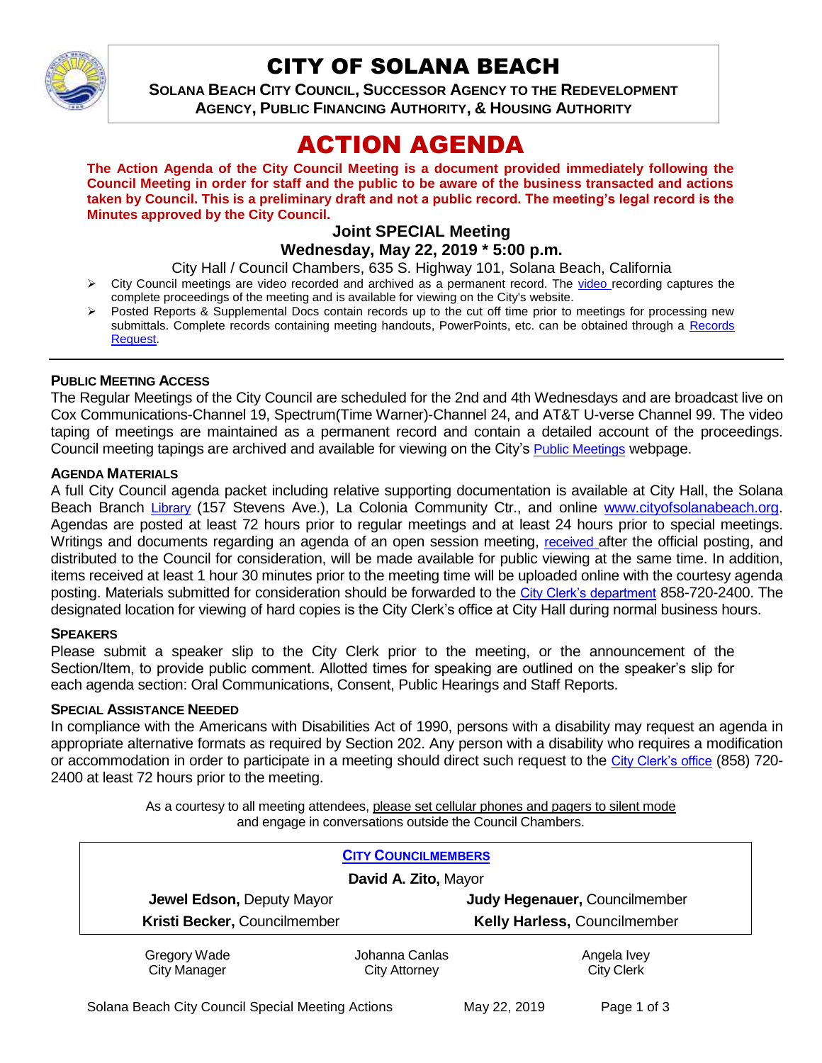# CITY OF SOLANA BEACH

**SOLANA BEACH CITY COUNCIL, SUCCESSOR AGENCY TO THE REDEVELOPMENT AGENCY, PUBLIC FINANCING AUTHORITY, & HOUSING AUTHORITY**

# ACTION AGENDA

**The Action Agenda of the City Council Meeting is a document provided immediately following the Council Meeting in order for staff and the public to be aware of the business transacted and actions taken by Council. This is a preliminary draft and not a public record. The meeting's legal record is the Minutes approved by the City Council.**

### Joint SPECIAL Meeting
### Wednesday, May 22, 2019 * 5:00 p.m.

City Hall / Council Chambers, 635 S. Highway 101, Solana Beach, California

- City Council meetings are video recorded and archived as a permanent record. The video recording captures the complete proceedings of the meeting and is available for viewing on the City's website.
- Posted Reports & Supplemental Docs contain records up to the cut off time prior to meetings for processing new submittals. Complete records containing meeting handouts, PowerPoints, etc. can be obtained through a Records Request.

---

**PUBLIC MEETING ACCESS**

The Regular Meetings of the City Council are scheduled for the 2nd and 4th Wednesdays and are broadcast live on Cox Communications-Channel 19, Spectrum(Time Warner)-Channel 24, and AT&T U-verse Channel 99. The video taping of meetings are maintained as a permanent record and contain a detailed account of the proceedings. Council meeting tapings are archived and available for viewing on the City's Public Meetings webpage.

**AGENDA MATERIALS**

A full City Council agenda packet including relative supporting documentation is available at City Hall, the Solana Beach Branch Library (157 Stevens Ave.), La Colonia Community Ctr., and online www.cityofsolanabeach.org. Agendas are posted at least 72 hours prior to regular meetings and at least 24 hours prior to special meetings. Writings and documents regarding an agenda of an open session meeting, received after the official posting, and distributed to the Council for consideration, will be made available for public viewing at the same time. In addition, items received at least 1 hour 30 minutes prior to the meeting time will be uploaded online with the courtesy agenda posting. Materials submitted for consideration should be forwarded to the City Clerk's department 858-720-2400. The designated location for viewing of hard copies is the City Clerk's office at City Hall during normal business hours.

**SPEAKERS**

Please submit a speaker slip to the City Clerk prior to the meeting, or the announcement of the Section/Item, to provide public comment. Allotted times for speaking are outlined on the speaker's slip for each agenda section: Oral Communications, Consent, Public Hearings and Staff Reports.

**SPECIAL ASSISTANCE NEEDED**

In compliance with the Americans with Disabilities Act of 1990, persons with a disability may request an agenda in appropriate alternative formats as required by Section 202. Any person with a disability who requires a modification or accommodation in order to participate in a meeting should direct such request to the City Clerk's office (858) 720-2400 at least 72 hours prior to the meeting.

As a courtesy to all meeting attendees, please set cellular phones and pagers to silent mode and engage in conversations outside the Council Chambers.

| CITY COUNCILMEMBERS | |
|---|---|
| **David A. Zito,** Mayor | |
| **Jewel Edson,** Deputy Mayor | **Judy Hegenauer,** Councilmember |
| **Kristi Becker,** Councilmember | **Kelly Harless,** Councilmember |

| Gregory Wade | Johanna Canlas | Angela Ivey |
|---|---|---|
| City Manager | City Attorney | City Clerk |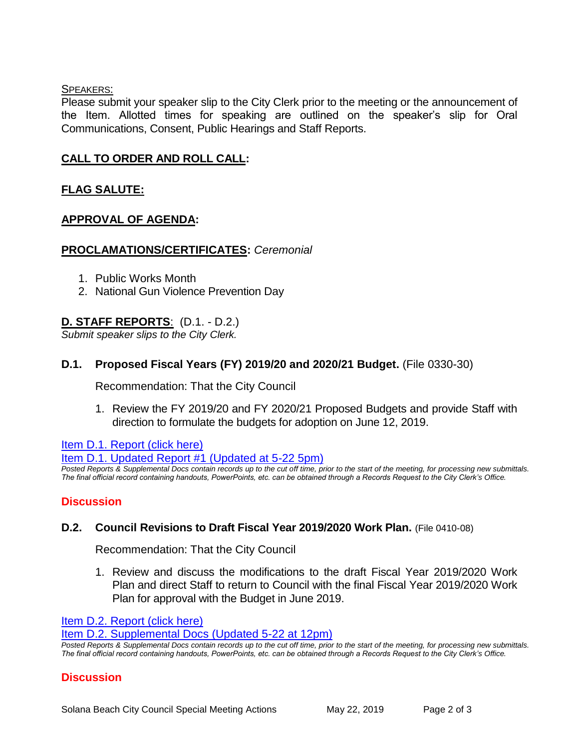SPEAKERS:

Please submit your speaker slip to the City Clerk prior to the meeting or the announcement of the Item. Allotted times for speaking are outlined on the speaker's slip for Oral Communications, Consent, Public Hearings and Staff Reports.

## CALL TO ORDER AND ROLL CALL:

## FLAG SALUTE:

## APPROVAL OF AGENDA:

## PROCLAMATIONS/CERTIFICATES: *Ceremonial*

1. Public Works Month
2. National Gun Violence Prevention Day

## D. STAFF REPORTS: (D.1. - D.2.)

*Submit speaker slips to the City Clerk.*

### D.1. Proposed Fiscal Years (FY) 2019/20 and 2020/21 Budget. (File 0330-30)

Recommendation: That the City Council

1. Review the FY 2019/20 and FY 2020/21 Proposed Budgets and provide Staff with direction to formulate the budgets for adoption on June 12, 2019.

Item D.1. Report (click here)

Item D.1. Updated Report #1 (Updated at 5-22 5pm)

*Posted Reports & Supplemental Docs contain records up to the cut off time, prior to the start of the meeting, for processing new submittals. The final official record containing handouts, PowerPoints, etc. can be obtained through a Records Request to the City Clerk's Office.*

**Discussion**

### D.2. Council Revisions to Draft Fiscal Year 2019/2020 Work Plan. (File 0410-08)

Recommendation: That the City Council

1. Review and discuss the modifications to the draft Fiscal Year 2019/2020 Work Plan and direct Staff to return to Council with the final Fiscal Year 2019/2020 Work Plan for approval with the Budget in June 2019.

Item D.2. Report (click here)

Item D.2. Supplemental Docs (Updated 5-22 at 12pm)

*Posted Reports & Supplemental Docs contain records up to the cut off time, prior to the start of the meeting, for processing new submittals. The final official record containing handouts, PowerPoints, etc. can be obtained through a Records Request to the City Clerk's Office.*

**Discussion**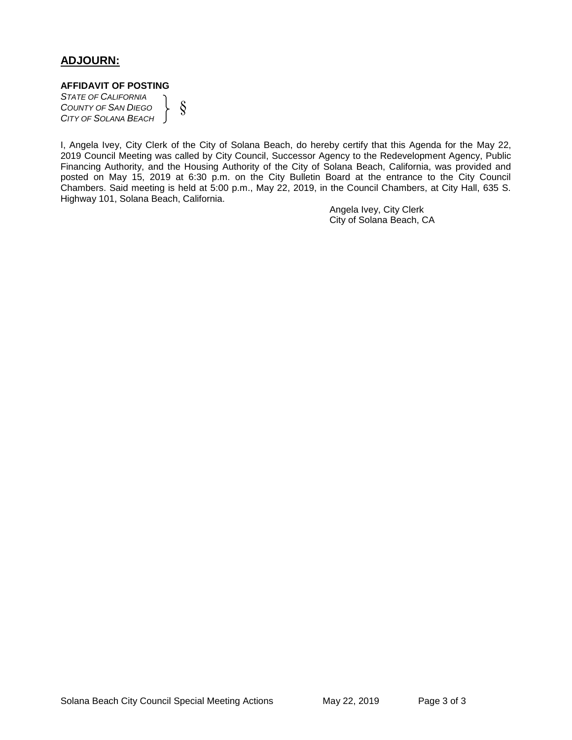## ADJOURN:

**AFFIDAVIT OF POSTING**

*STATE OF CALIFORNIA*
*COUNTY OF SAN DIEGO* §
*CITY OF SOLANA BEACH*

I, Angela Ivey, City Clerk of the City of Solana Beach, do hereby certify that this Agenda for the May 22, 2019 Council Meeting was called by City Council, Successor Agency to the Redevelopment Agency, Public Financing Authority, and the Housing Authority of the City of Solana Beach, California, was provided and posted on May 15, 2019 at 6:30 p.m. on the City Bulletin Board at the entrance to the City Council Chambers. Said meeting is held at 5:00 p.m., May 22, 2019, in the Council Chambers, at City Hall, 635 S. Highway 101, Solana Beach, California.

Angela Ivey, City Clerk
City of Solana Beach, CA